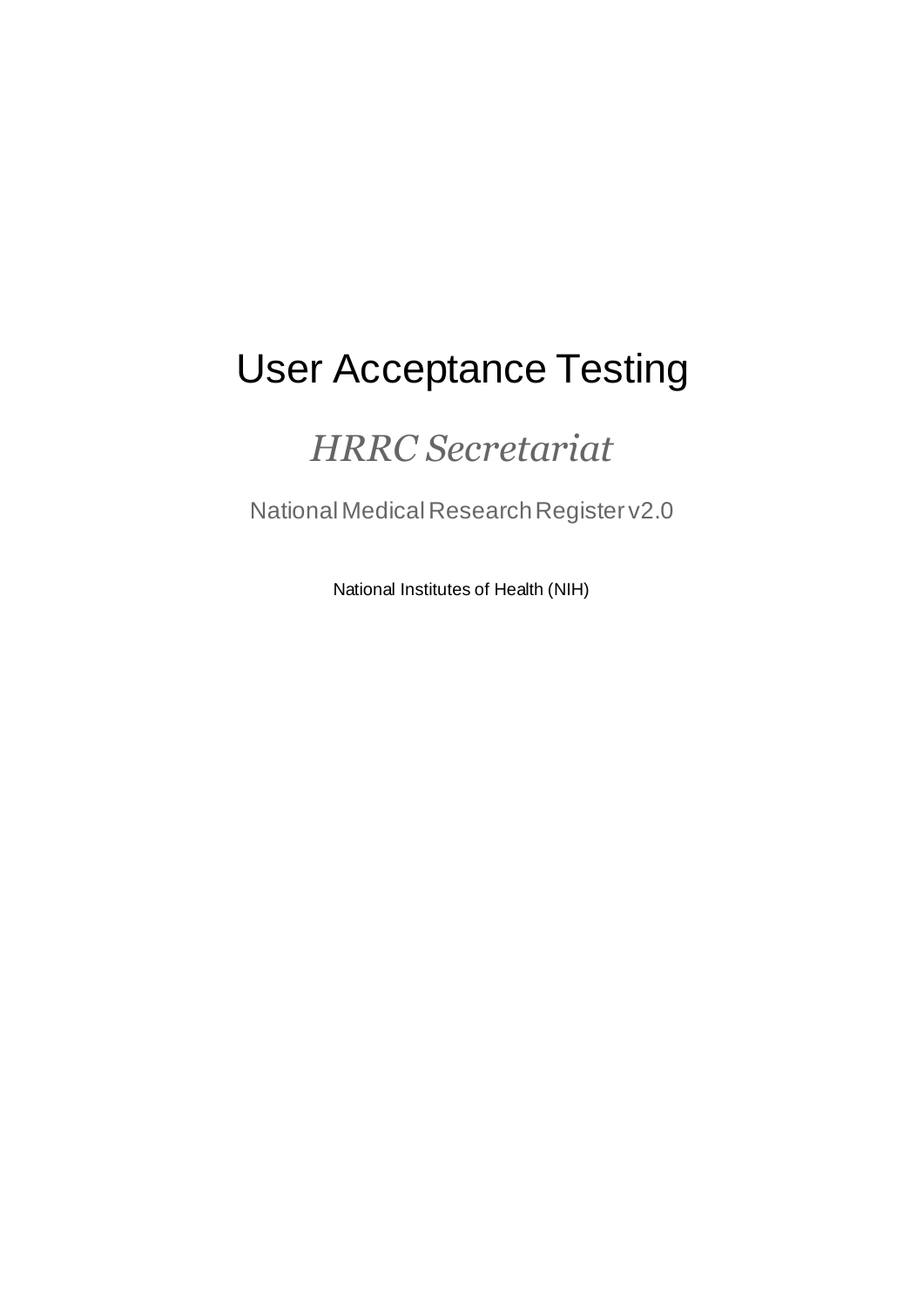# User Acceptance Testing

## *HRRC Secretariat*

National Medical Research Register v2.0

National Institutes of Health (NIH)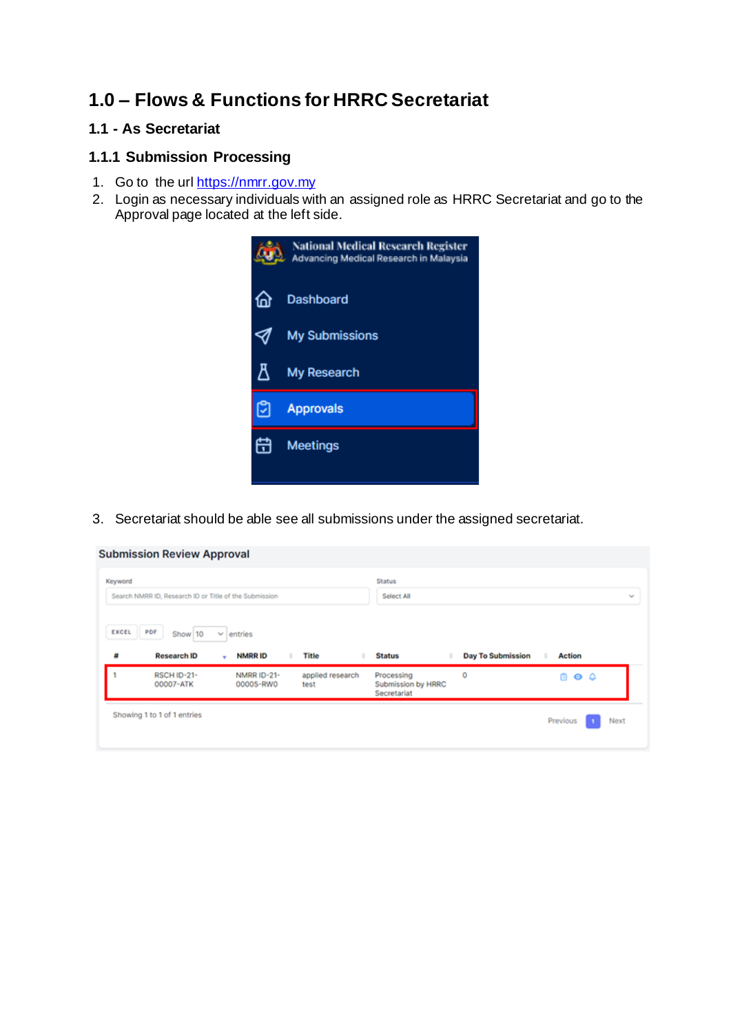# 1.0 – Flows & Functions for HRRC Secretariat

## 1.1 - As Secretariat

### 1.1.1 Submission Processing

1. Go to the url https://nmrr.gov.my
2. Login as necessary individuals with an assigned role as HRRC Secretariat and go to the Approval page located at the left side.
3. Secretariat should be able see all submissions under the assigned secretariat.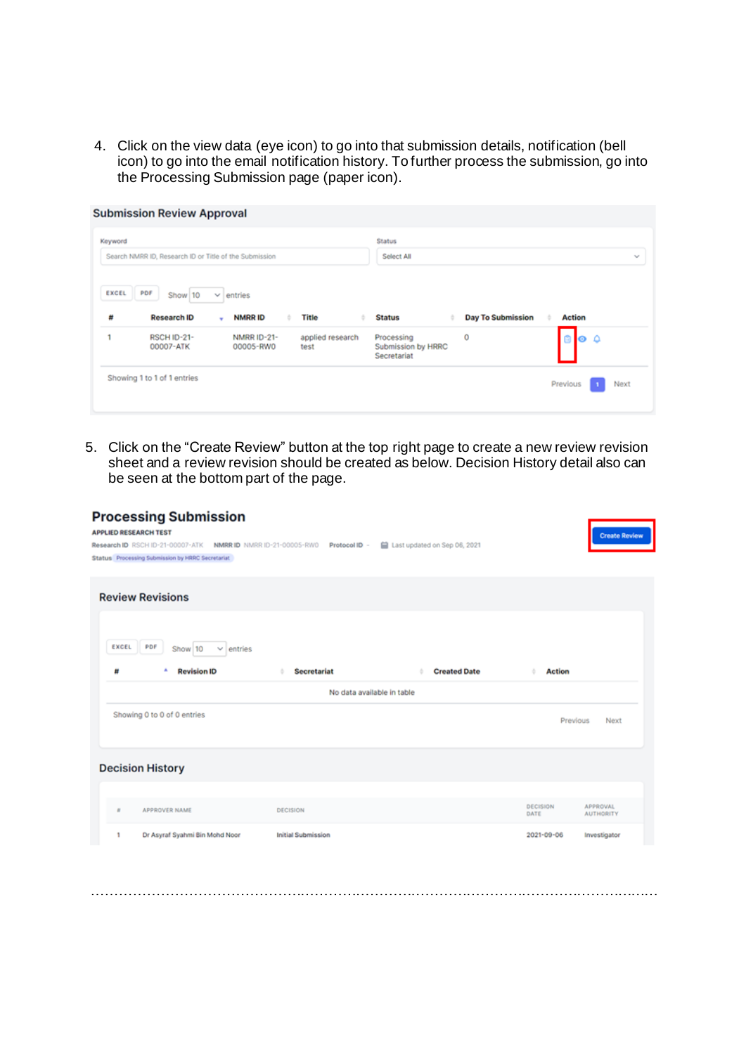4. Click on the view data (eye icon) to go into that submission details, notification (bell icon) to go into the email notification history. To further process the submission, go into the Processing Submission page (paper icon).

**Submission Review Approval**

Keyword: Search NMRR ID, Research ID or Title of the Submission

Status: Select All

EXCEL | PDF | Show 10 entries

| # | Research ID | NMRR ID | Title | Status | Day To Submission | Action |
|---|---|---|---|---|---|---|
| 1 | RSCH ID-21-00007-ATK | NMRR ID-21-00005-RW0 | applied research test | Processing Submission by HRRC Secretariat | 0 | |

Showing 1 to 1 of 1 entries

Previous 1 Next

5. Click on the "Create Review" button at the top right page to create a new review revision sheet and a review revision should be created as below. Decision History detail also can be seen at the bottom part of the page.

**Processing Submission**

APPLIED RESEARCH TEST

Research ID RSCH ID-21-00007-ATK NMRR ID NMRR ID-21-00005-RW0 Protocol ID - Last updated on Sep 06, 2021

Status Processing Submission by HRRC Secretariat

Create Review

**Review Revisions**

EXCEL | PDF | Show 10 entries

| # | Revision ID | Secretariat | Created Date | Action |
|---|---|---|---|---|
| | | No data available in table | | |

Showing 0 to 0 of 0 entries

Previous Next

**Decision History**

| # | APPROVER NAME | DECISION | DECISION DATE | APPROVAL AUTHORITY |
|---|---|---|---|---|
| 1 | Dr Asyraf Syahmi Bin Mohd Noor | Initial Submission | 2021-09-06 | Investigator |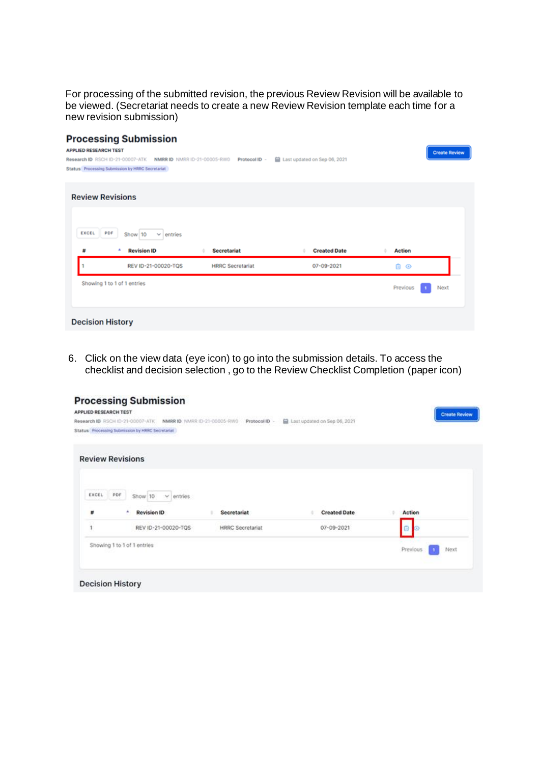For processing of the submitted revision, the previous Review Revision will be available to be viewed. (Secretariat needs to create a new Review Revision template each time for a new revision submission)

## Processing Submission

APPLIED RESEARCH TEST

Research ID RSCH ID-21-00007-ATK NMRR ID NMRR ID-21-00005-RW0 Protocol ID - Last updated on Sep 06, 2021

Status Processing Submission by HRRC Secretariat

Create Review

### Review Revisions

EXCEL PDF Show 10 entries

| # | Revision ID | Secretariat | Created Date | Action |
|---|---|---|---|---|
| 1 | REV ID-21-00020-TQS | HRRC Secretariat | 07-09-2021 | |

Showing 1 to 1 of 1 entries

Previous 1 Next

### Decision History

6. Click on the view data (eye icon) to go into the submission details. To access the checklist and decision selection , go to the Review Checklist Completion (paper icon)

## Processing Submission

APPLIED RESEARCH TEST

Research ID RSCH ID-21-00007-ATK NMRR ID NMRR ID-21-00005-RW0 Protocol ID - Last updated on Sep 06, 2021

Status Processing Submission by HRRC Secretariat

Create Review

### Review Revisions

EXCEL PDF Show 10 entries

| # | Revision ID | Secretariat | Created Date | Action |
|---|---|---|---|---|
| 1 | REV ID-21-00020-TQS | HRRC Secretariat | 07-09-2021 | |

Showing 1 to 1 of 1 entries

Previous 1 Next

### Decision History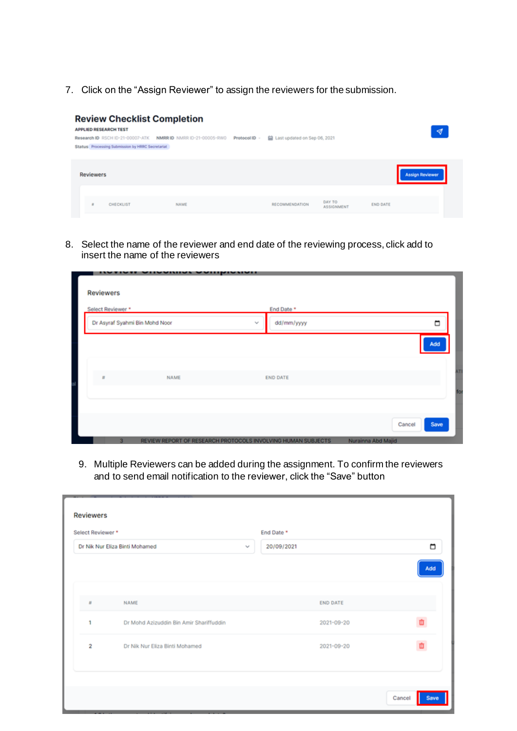7. Click on the “Assign Reviewer” to assign the reviewers for the submission.

8. Select the name of the reviewer and end date of the reviewing process, click add to insert the name of the reviewers

9. Multiple Reviewers can be added during the assignment. To confirm the reviewers and to send email notification to the reviewer, click the “Save” button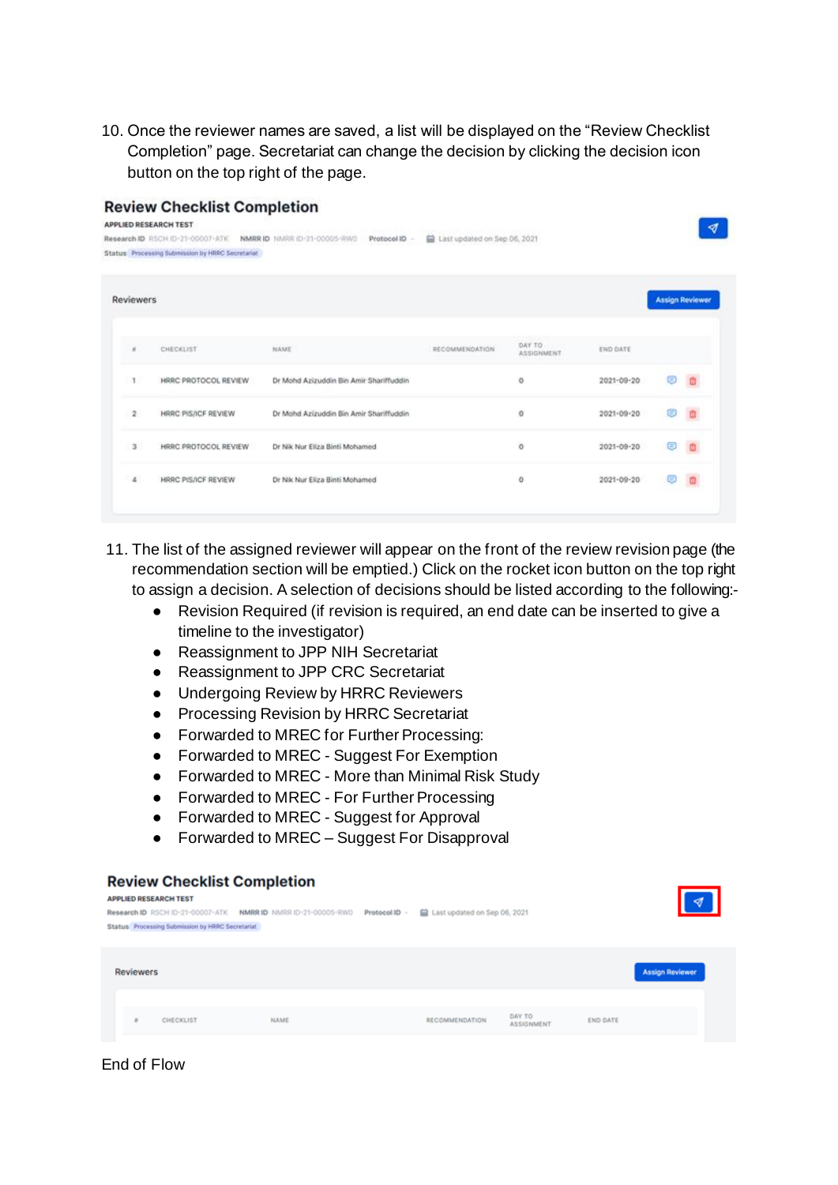10. Once the reviewer names are saved, a list will be displayed on the "Review Checklist Completion" page. Secretariat can change the decision by clicking the decision icon button on the top right of the page.

11. The list of the assigned reviewer will appear on the front of the review revision page (the recommendation section will be emptied.) Click on the rocket icon button on the top right to assign a decision. A selection of decisions should be listed according to the following:-
    - Revision Required (if revision is required, an end date can be inserted to give a timeline to the investigator)
    - Reassignment to JPP NIH Secretariat
    - Reassignment to JPP CRC Secretariat
    - Undergoing Review by HRRC Reviewers
    - Processing Revision by HRRC Secretariat
    - Forwarded to MREC for Further Processing:
    - Forwarded to MREC - Suggest For Exemption
    - Forwarded to MREC - More than Minimal Risk Study
    - Forwarded to MREC - For Further Processing
    - Forwarded to MREC - Suggest for Approval
    - Forwarded to MREC – Suggest For Disapproval

End of Flow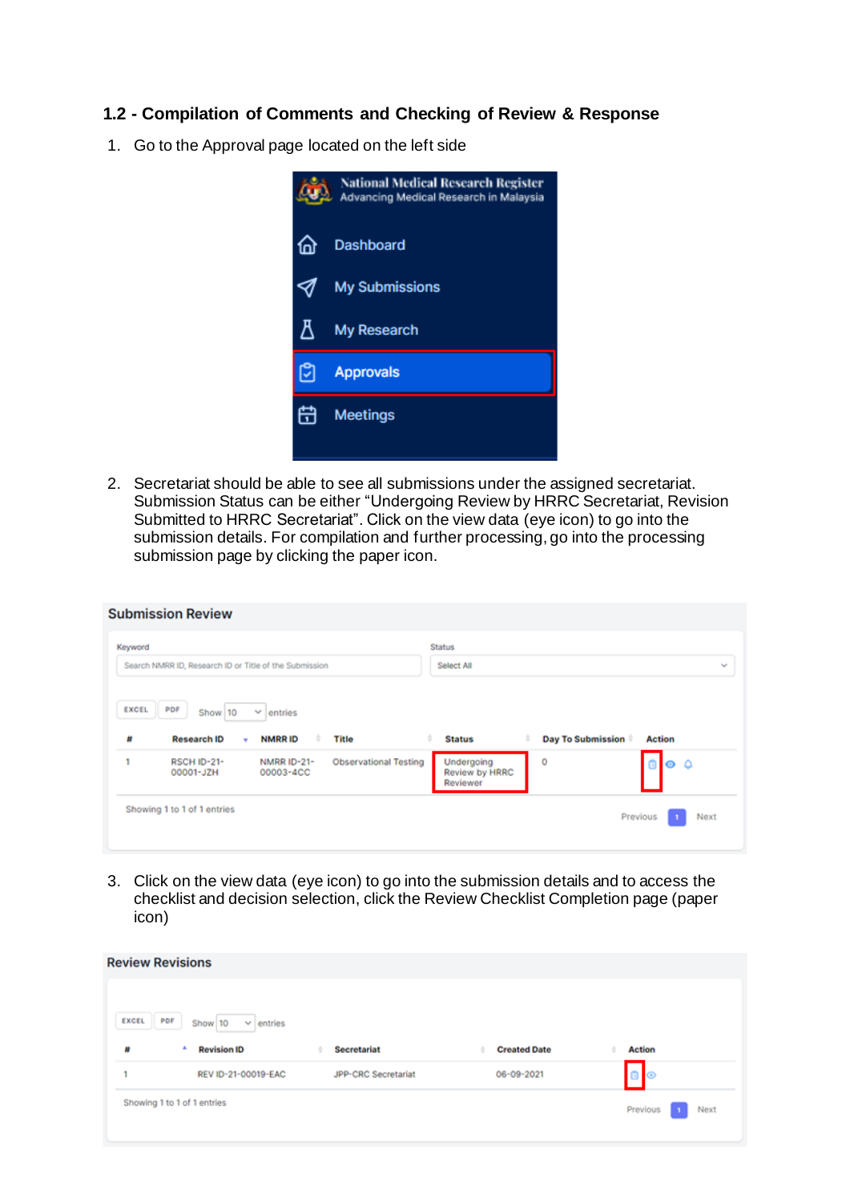### 1.2 - Compilation of Comments and Checking of Review & Response

1. Go to the Approval page located on the left side

2. Secretariat should be able to see all submissions under the assigned secretariat. Submission Status can be either "Undergoing Review by HRRC Secretariat, Revision Submitted to HRRC Secretariat". Click on the view data (eye icon) to go into the submission details. For compilation and further processing, go into the processing submission page by clicking the paper icon.

3. Click on the view data (eye icon) to go into the submission details and to access the checklist and decision selection, click the Review Checklist Completion page (paper icon)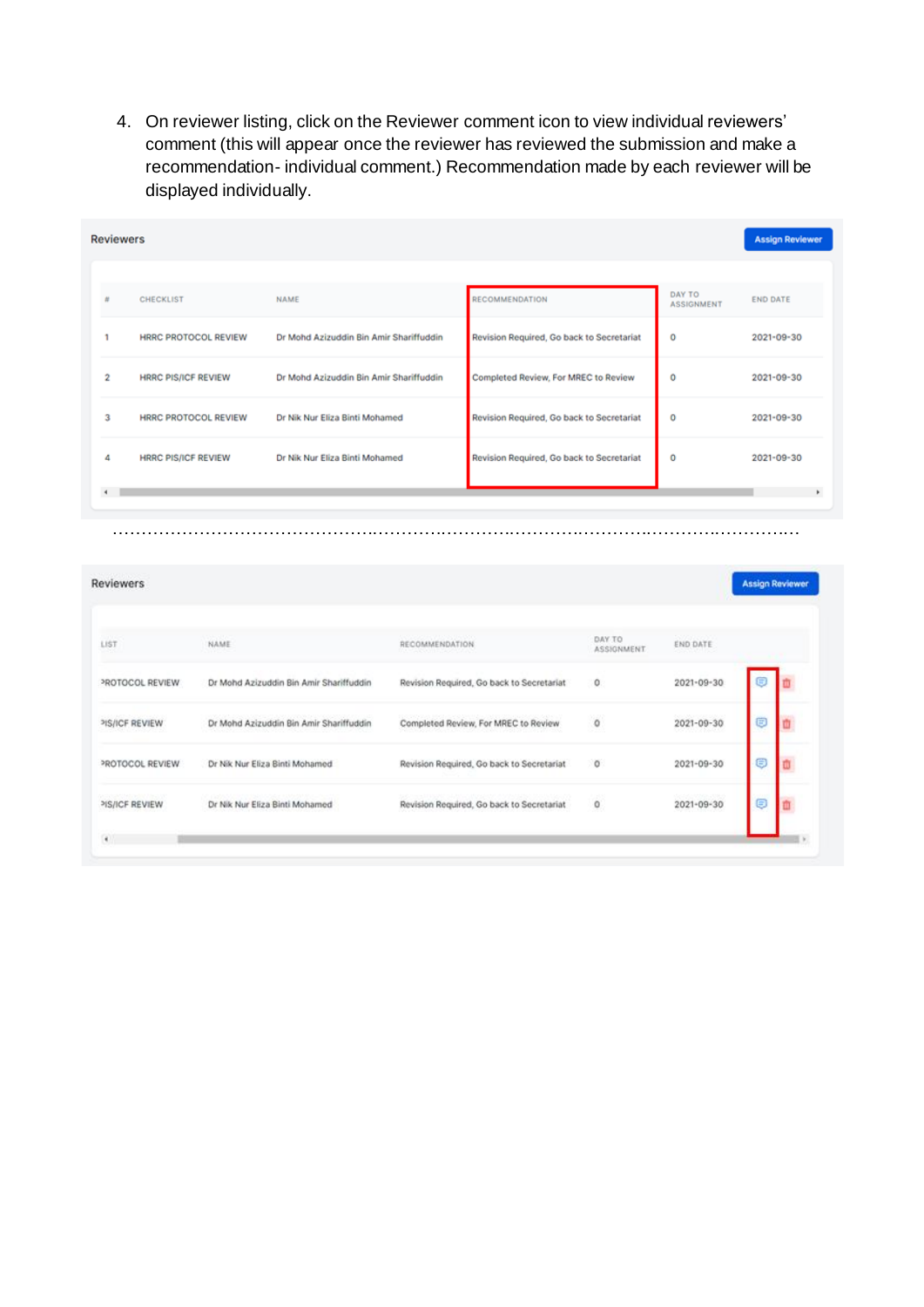4. On reviewer listing, click on the Reviewer comment icon to view individual reviewers' comment (this will appear once the reviewer has reviewed the submission and make a recommendation- individual comment.) Recommendation made by each reviewer will be displayed individually.

**Reviewers** — Assign Reviewer

| # | CHECKLIST | NAME | RECOMMENDATION | DAY TO ASSIGNMENT | END DATE |
|---|---|---|---|---|---|
| 1 | HRRC PROTOCOL REVIEW | Dr Mohd Azizuddin Bin Amir Shariffuddin | Revision Required, Go back to Secretariat | 0 | 2021-09-30 |
| 2 | HRRC PIS/ICF REVIEW | Dr Mohd Azizuddin Bin Amir Shariffuddin | Completed Review, For MREC to Review | 0 | 2021-09-30 |
| 3 | HRRC PROTOCOL REVIEW | Dr Nik Nur Eliza Binti Mohamed | Revision Required, Go back to Secretariat | 0 | 2021-09-30 |
| 4 | HRRC PIS/ICF REVIEW | Dr Nik Nur Eliza Binti Mohamed | Revision Required, Go back to Secretariat | 0 | 2021-09-30 |

…………………………………………………………………………………………………………………

**Reviewers** — Assign Reviewer

| LIST | NAME | RECOMMENDATION | DAY TO ASSIGNMENT | END DATE | |
|---|---|---|---|---|---|
| PROTOCOL REVIEW | Dr Mohd Azizuddin Bin Amir Shariffuddin | Revision Required, Go back to Secretariat | 0 | 2021-09-30 | |
| PIS/ICF REVIEW | Dr Mohd Azizuddin Bin Amir Shariffuddin | Completed Review, For MREC to Review | 0 | 2021-09-30 | |
| PROTOCOL REVIEW | Dr Nik Nur Eliza Binti Mohamed | Revision Required, Go back to Secretariat | 0 | 2021-09-30 | |
| PIS/ICF REVIEW | Dr Nik Nur Eliza Binti Mohamed | Revision Required, Go back to Secretariat | 0 | 2021-09-30 | |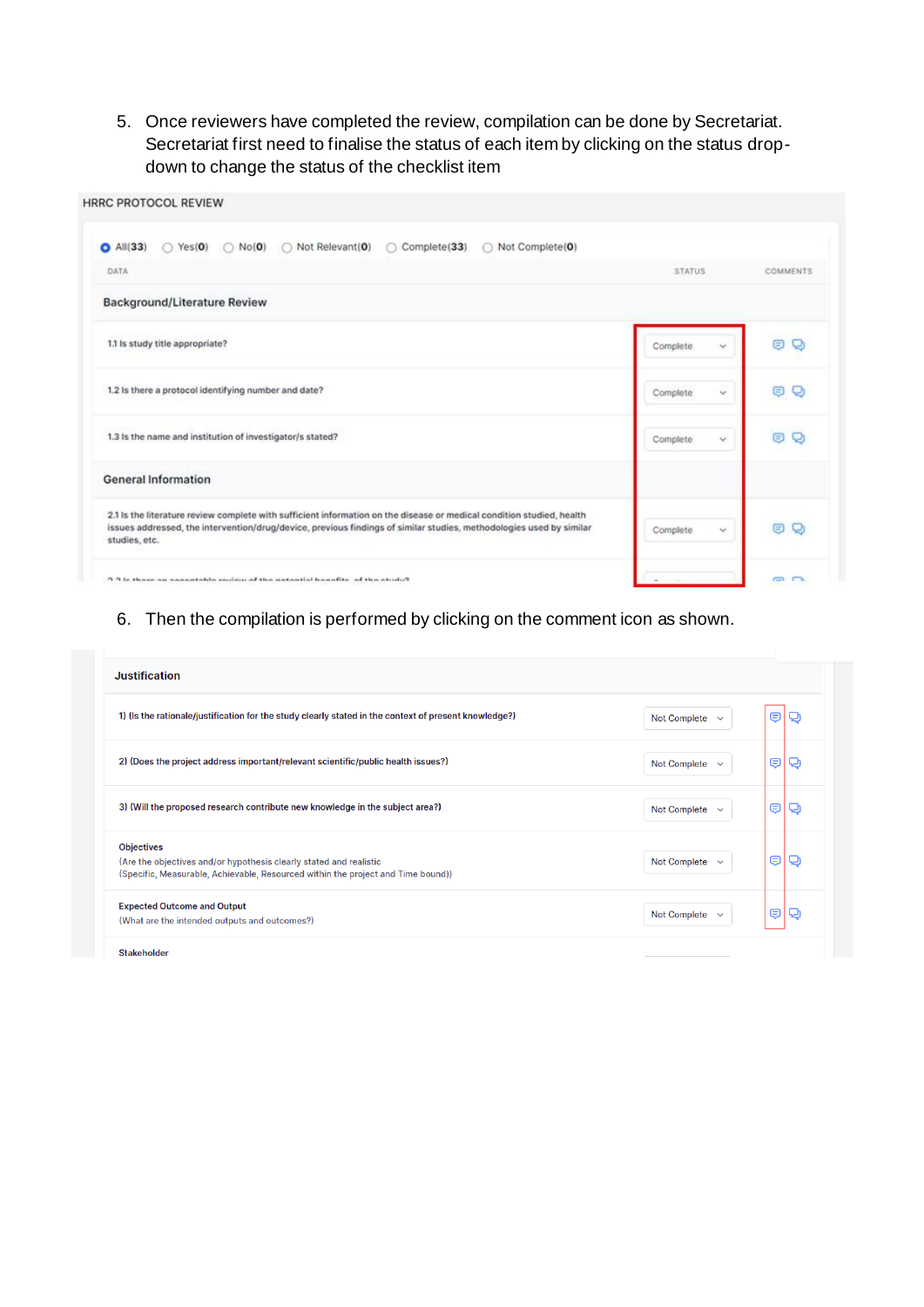5. Once reviewers have completed the review, compilation can be done by Secretariat. Secretariat first need to finalise the status of each item by clicking on the status drop-down to change the status of the checklist item

HRRC PROTOCOL REVIEW

◉ All(33) ○ Yes(0) ○ No(0) ○ Not Relevant(0) ○ Complete(33) ○ Not Complete(0)

| DATA | STATUS | COMMENTS |
|---|---|---|
| **Background/Literature Review** | | |
| 1.1 Is study title appropriate? | Complete | |
| 1.2 Is there a protocol identifying number and date? | Complete | |
| 1.3 Is the name and institution of investigator/s stated? | Complete | |
| **General Information** | | |
| 2.1 Is the literature review complete with sufficient information on the disease or medical condition studied, health issues addressed, the intervention/drug/device, previous findings of similar studies, methodologies used by similar studies, etc. | Complete | |

6. Then the compilation is performed by clicking on the comment icon as shown.

| Justification | | |
|---|---|---|
| 1) (Is the rationale/justification for the study clearly stated in the context of present knowledge?) | Not Complete | |
| 2) (Does the project address important/relevant scientific/public health issues?) | Not Complete | |
| 3) (Will the proposed research contribute new knowledge in the subject area?) | Not Complete | |
| Objectives (Are the objectives and/or hypothesis clearly stated and realistic (Specific, Measurable, Achievable, Resourced within the project and Time bound)) | Not Complete | |
| Expected Outcome and Output (What are the intended outputs and outcomes?) | Not Complete | |
| Stakeholder | | |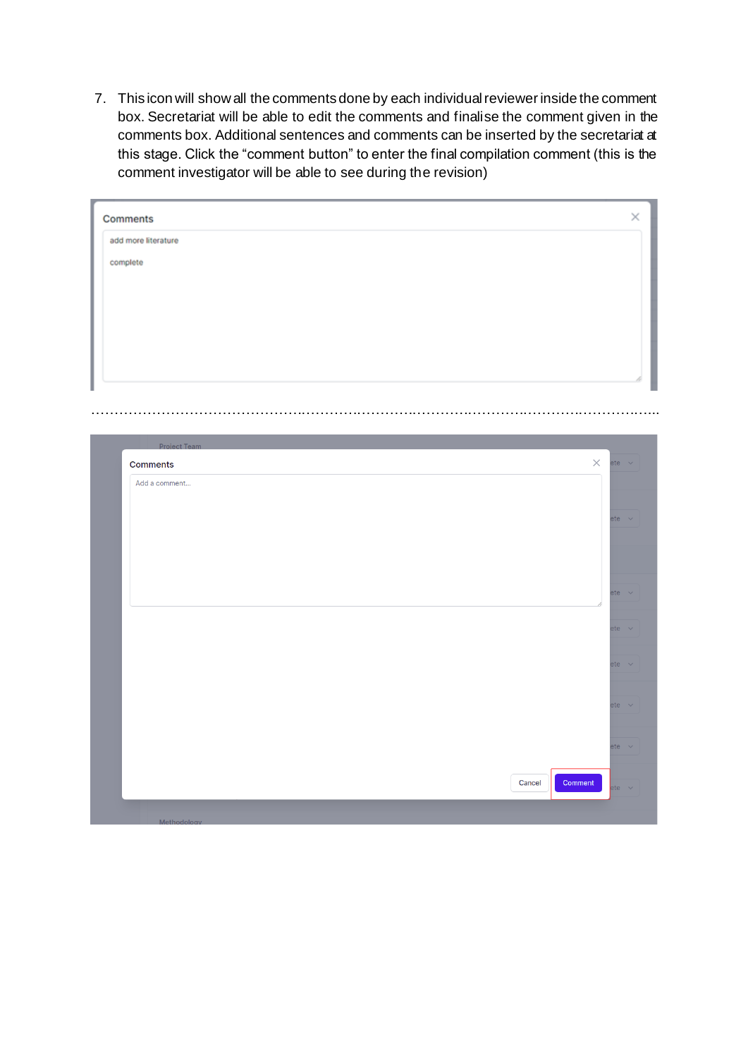7. This icon will show all the comments done by each individual reviewer inside the comment box. Secretariat will be able to edit the comments and finalise the comment given in the comments box. Additional sentences and comments can be inserted by the secretariat at this stage. Click the "comment button" to enter the final compilation comment (this is the comment investigator will be able to see during the revision)

Comments

add more literature

complete

……………………………………………………………………………………………………………

Project Team

Comments

Add a comment...

Cancel Comment

Methodology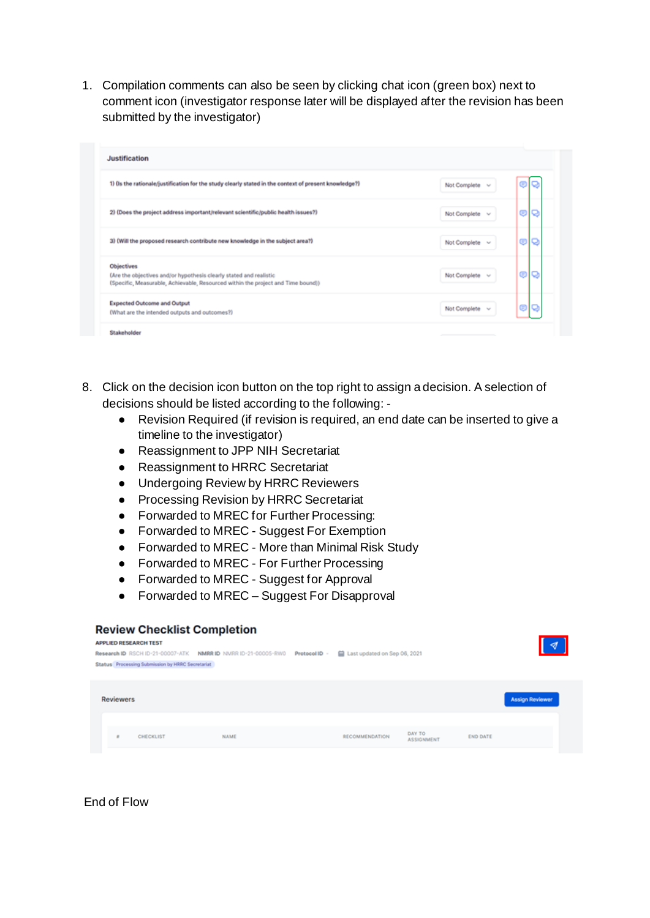1. Compilation comments can also be seen by clicking chat icon (green box) next to comment icon (investigator response later will be displayed after the revision has been submitted by the investigator)

8. Click on the decision icon button on the top right to assign a decision. A selection of decisions should be listed according to the following: -
   - Revision Required (if revision is required, an end date can be inserted to give a timeline to the investigator)
   - Reassignment to JPP NIH Secretariat
   - Reassignment to HRRC Secretariat
   - Undergoing Review by HRRC Reviewers
   - Processing Revision by HRRC Secretariat
   - Forwarded to MREC for Further Processing:
   - Forwarded to MREC - Suggest For Exemption
   - Forwarded to MREC - More than Minimal Risk Study
   - Forwarded to MREC - For Further Processing
   - Forwarded to MREC - Suggest for Approval
   - Forwarded to MREC – Suggest For Disapproval

End of Flow